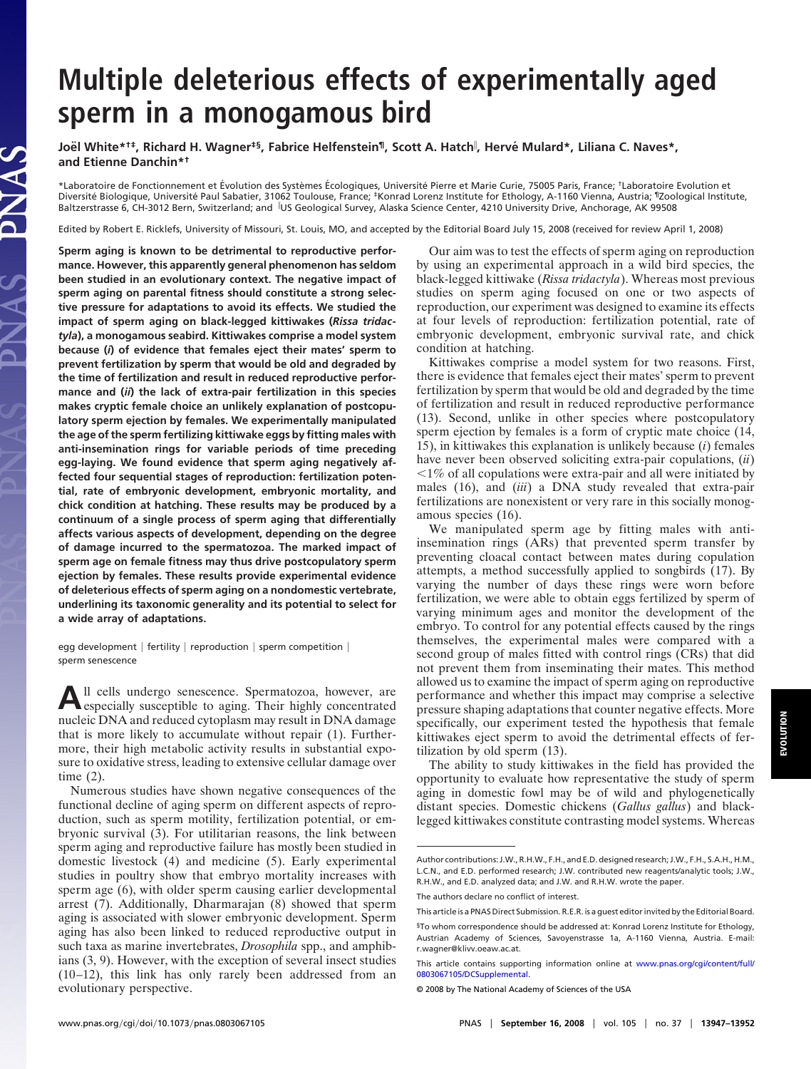# Multiple deleterious effects of experimentally aged sperm in a monogamous bird

**Joël White*†‡, Richard H. Wagner‡§, Fabrice Helfenstein¶, Scott A. Hatch‖, Hervé Mulard*, Liliana C. Naves*, and Etienne Danchin*†**

*Laboratoire de Fonctionnement et Évolution des Systèmes Écologiques, Université Pierre et Marie Curie, 75005 Paris, France; †Laboratoire Evolution et Diversité Biologique, Université Paul Sabatier, 31062 Toulouse, France; ‡Konrad Lorenz Institute for Ethology, A-1160 Vienna, Austria; ¶Zoological Institute, Baltzerstrasse 6, CH-3012 Bern, Switzerland; and ‖US Geological Survey, Alaska Science Center, 4210 University Drive, Anchorage, AK 99508

Edited by Robert E. Ricklefs, University of Missouri, St. Louis, MO, and accepted by the Editorial Board July 15, 2008 (received for review April 1, 2008)

**Sperm aging is known to be detrimental to reproductive performance. However, this apparently general phenomenon has seldom been studied in an evolutionary context. The negative impact of sperm aging on parental fitness should constitute a strong selective pressure for adaptations to avoid its effects. We studied the impact of sperm aging on black-legged kittiwakes (*Rissa tridactyla*), a monogamous seabird. Kittiwakes comprise a model system because (*i*) of evidence that females eject their mates' sperm to prevent fertilization by sperm that would be old and degraded by the time of fertilization and result in reduced reproductive performance and (*ii*) the lack of extra-pair fertilization in this species makes cryptic female choice an unlikely explanation of postcopulatory sperm ejection by females. We experimentally manipulated the age of the sperm fertilizing kittiwake eggs by fitting males with anti-insemination rings for variable periods of time preceding egg-laying. We found evidence that sperm aging negatively affected four sequential stages of reproduction: fertilization potential, rate of embryonic development, embryonic mortality, and chick condition at hatching. These results may be produced by a continuum of a single process of sperm aging that differentially affects various aspects of development, depending on the degree of damage incurred to the spermatozoa. The marked impact of sperm age on female fitness may thus drive postcopulatory sperm ejection by females. These results provide experimental evidence of deleterious effects of sperm aging on a nondomestic vertebrate, underlining its taxonomic generality and its potential to select for a wide array of adaptations.**

egg development | fertility | reproduction | sperm competition | sperm senescence

All cells undergo senescence. Spermatozoa, however, are especially susceptible to aging. Their highly concentrated nucleic DNA and reduced cytoplasm may result in DNA damage that is more likely to accumulate without repair (1). Furthermore, their high metabolic activity results in substantial exposure to oxidative stress, leading to extensive cellular damage over time (2).

Numerous studies have shown negative consequences of the functional decline of aging sperm on different aspects of reproduction, such as sperm motility, fertilization potential, or embryonic survival (3). For utilitarian reasons, the link between sperm aging and reproductive failure has mostly been studied in domestic livestock (4) and medicine (5). Early experimental studies in poultry show that embryo mortality increases with sperm age (6), with older sperm causing earlier developmental arrest (7). Additionally, Dharmarajan (8) showed that sperm aging is associated with slower embryonic development. Sperm aging has also been linked to reduced reproductive output in such taxa as marine invertebrates, *Drosophila* spp., and amphibians (3, 9). However, with the exception of several insect studies (10–12), this link has only rarely been addressed from an evolutionary perspective.

Our aim was to test the effects of sperm aging on reproduction by using an experimental approach in a wild bird species, the black-legged kittiwake (*Rissa tridactyla*). Whereas most previous studies on sperm aging focused on one or two aspects of reproduction, our experiment was designed to examine its effects at four levels of reproduction: fertilization potential, rate of embryonic development, embryonic survival rate, and chick condition at hatching.

Kittiwakes comprise a model system for two reasons. First, there is evidence that females eject their mates' sperm to prevent fertilization by sperm that would be old and degraded by the time of fertilization and result in reduced reproductive performance (13). Second, unlike in other species where postcopulatory sperm ejection by females is a form of cryptic mate choice (14, 15), in kittiwakes this explanation is unlikely because (*i*) females have never been observed soliciting extra-pair copulations, (*ii*) <1% of all copulations were extra-pair and all were initiated by males (16), and (*iii*) a DNA study revealed that extra-pair fertilizations are nonexistent or very rare in this socially monogamous species (16).

We manipulated sperm age by fitting males with anti-insemination rings (ARs) that prevented sperm transfer by preventing cloacal contact between mates during copulation attempts, a method successfully applied to songbirds (17). By varying the number of days these rings were worn before fertilization, we were able to obtain eggs fertilized by sperm of varying minimum ages and monitor the development of the embryo. To control for any potential effects caused by the rings themselves, the experimental males were compared with a second group of males fitted with control rings (CRs) that did not prevent them from inseminating their mates. This method allowed us to examine the impact of sperm aging on reproductive performance and whether this impact may comprise a selective pressure shaping adaptations that counter negative effects. More specifically, our experiment tested the hypothesis that female kittiwakes eject sperm to avoid the detrimental effects of fertilization by old sperm (13).

The ability to study kittiwakes in the field has provided the opportunity to evaluate how representative the study of sperm aging in domestic fowl may be of wild and phylogenetically distant species. Domestic chickens (*Gallus gallus*) and black-legged kittiwakes constitute contrasting model systems. Whereas

---

Author contributions: J.W., R.H.W., F.H., and E.D. designed research; J.W., F.H., S.A.H., H.M., L.C.N., and E.D. performed research; J.W. contributed new reagents/analytic tools; J.W., R.H.W., and E.D. analyzed data; and J.W. and R.H.W. wrote the paper.

The authors declare no conflict of interest.

This article is a PNAS Direct Submission. R.E.R. is a guest editor invited by the Editorial Board.

§To whom correspondence should be addressed at: Konrad Lorenz Institute for Ethology, Austrian Academy of Sciences, Savoyenstrasse 1a, A-1160 Vienna, Austria. E-mail: r.wagner@klivv.oeaw.ac.at.

This article contains supporting information online at www.pnas.org/cgi/content/full/0803067105/DCSupplemental.

© 2008 by The National Academy of Sciences of the USA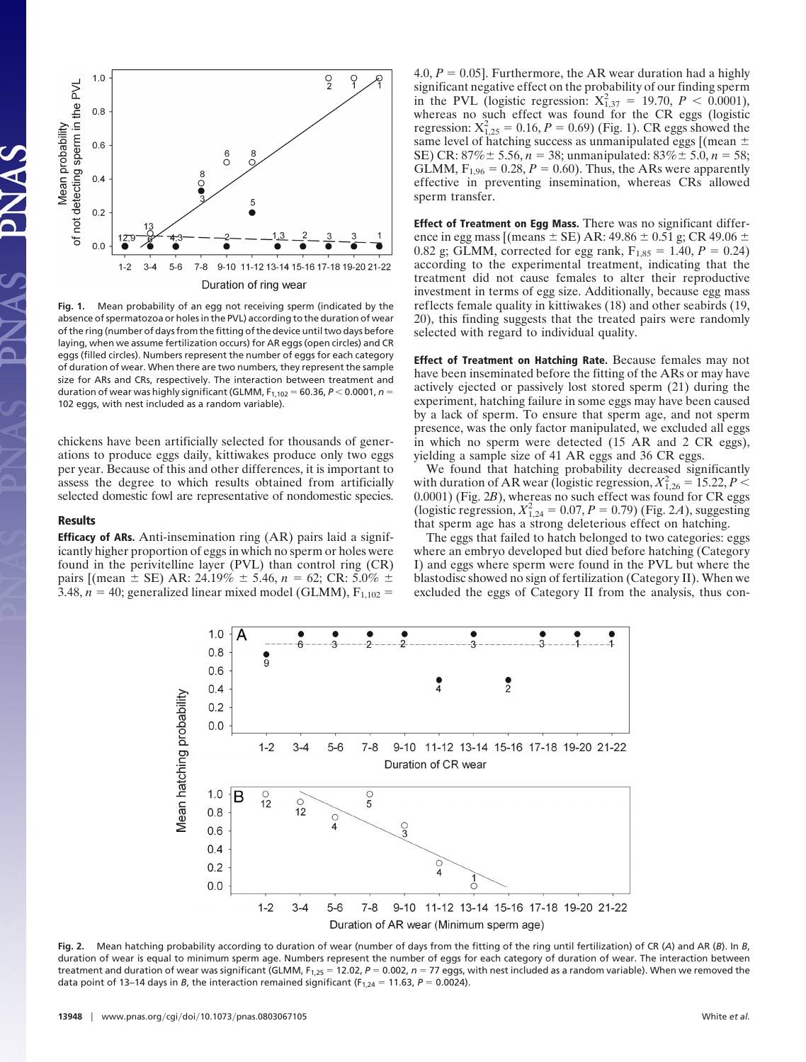Fig. 1. Mean probability of an egg not receiving sperm (indicated by the absence of spermatozoa or holes in the PVL) according to the duration of wear of the ring (number of days from the fitting of the device until two days before laying, when we assume fertilization occurs) for AR eggs (open circles) and CR eggs (filled circles). Numbers represent the number of eggs for each category of duration of wear. When there are two numbers, they represent the sample size for ARs and CRs, respectively. The interaction between treatment and duration of wear was highly significant (GLMM, $F_{1,102} = 60.36$, $P < 0.0001$, $n = 102$ eggs, with nest included as a random variable).

chickens have been artificially selected for thousands of generations to produce eggs daily, kittiwakes produce only two eggs per year. Because of this and other differences, it is important to assess the degree to which results obtained from artificially selected domestic fowl are representative of nondomestic species.

## Results

**Efficacy of ARs.** Anti-insemination ring (AR) pairs laid a significantly higher proportion of eggs in which no sperm or holes were found in the perivitelline layer (PVL) than control ring (CR) pairs [(mean ± SE) AR: 24.19% ± 5.46, $n = 62$; CR: 5.0% ± 3.48, $n = 40$; generalized linear mixed model (GLMM), $F_{1,102} = 4.0$, $P = 0.05$]. Furthermore, the AR wear duration had a highly significant negative effect on the probability of our finding sperm in the PVL (logistic regression: $X^2_{1,37} = 19.70$, $P < 0.0001$), whereas no such effect was found for the CR eggs (logistic regression: $X^2_{1,25} = 0.16$, $P = 0.69$) (Fig. 1). CR eggs showed the same level of hatching success as unmanipulated eggs [(mean ± SE) CR: 87% ± 5.56, $n = 38$; unmanipulated: 83% ± 5.0, $n = 58$; GLMM, $F_{1,96} = 0.28$, $P = 0.60$). Thus, the ARs were apparently effective in preventing insemination, whereas CRs allowed sperm transfer.

**Effect of Treatment on Egg Mass.** There was no significant difference in egg mass [(means ± SE) AR: 49.86 ± 0.51 g; CR 49.06 ± 0.82 g; GLMM, corrected for egg rank, $F_{1,85} = 1.40$, $P = 0.24$) according to the experimental treatment, indicating that the treatment did not cause females to alter their reproductive investment in terms of egg size. Additionally, because egg mass reflects female quality in kittiwakes (18) and other seabirds (19, 20), this finding suggests that the treated pairs were randomly selected with regard to individual quality.

**Effect of Treatment on Hatching Rate.** Because females may not have been inseminated before the fitting of the ARs or may have actively ejected or passively lost stored sperm (21) during the experiment, hatching failure in some eggs may have been caused by a lack of sperm. To ensure that sperm age, and not sperm presence, was the only factor manipulated, we excluded all eggs in which no sperm were detected (15 AR and 2 CR eggs), yielding a sample size of 41 AR eggs and 36 CR eggs.

We found that hatching probability decreased significantly with duration of AR wear (logistic regression, $X^2_{1,26} = 15.22$, $P < 0.0001$) (Fig. 2*B*), whereas no such effect was found for CR eggs (logistic regression, $X^2_{1,24} = 0.07$, $P = 0.79$) (Fig. 2*A*), suggesting that sperm age has a strong deleterious effect on hatching.

The eggs that failed to hatch belonged to two categories: eggs where an embryo developed but died before hatching (Category I) and eggs where sperm were found in the PVL but where the blastodisc showed no sign of fertilization (Category II). When we excluded the eggs of Category II from the analysis, thus con-

Fig. 2. Mean hatching probability according to duration of wear (number of days from the fitting of the ring until fertilization) of CR (*A*) and AR (*B*). In *B*, duration of wear is equal to minimum sperm age. Numbers represent the number of eggs for each category of duration of wear. The interaction between treatment and duration of wear was significant (GLMM, $F_{1,25} = 12.02$, $P = 0.002$, $n = 77$ eggs, with nest included as a random variable). When we removed the data point of 13–14 days in *B*, the interaction remained significant ($F_{1,24} = 11.63$, $P = 0.0024$).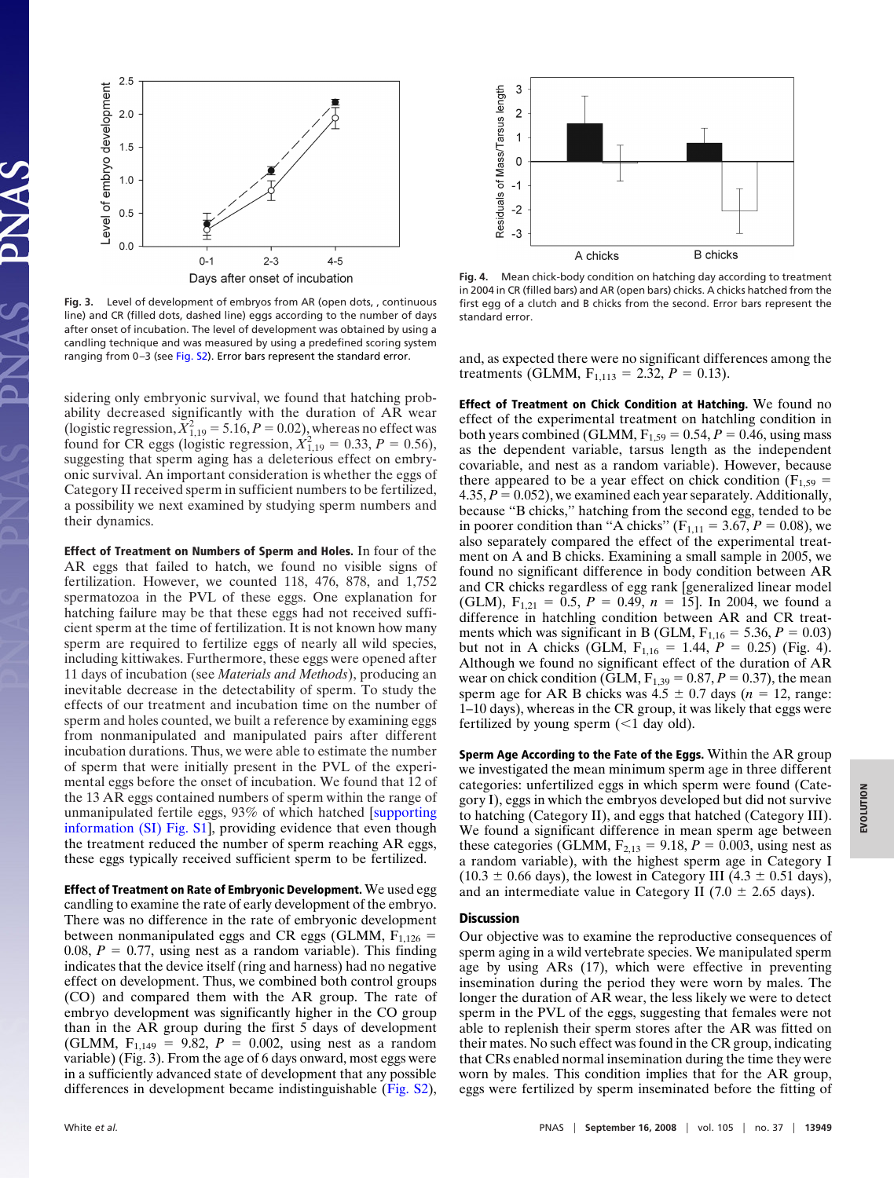Fig. 3. Level of development of embryos from AR (open dots, , continuous line) and CR (filled dots, dashed line) eggs according to the number of days after onset of incubation. The level of development was obtained by using a candling technique and was measured by using a predefined scoring system ranging from 0–3 (see Fig. S2). Error bars represent the standard error.

Fig. 4. Mean chick-body condition on hatching day according to treatment in 2004 in CR (filled bars) and AR (open bars) chicks. A chicks hatched from the first egg of a clutch and B chicks from the second. Error bars represent the standard error.

sidering only embryonic survival, we found that hatching probability decreased significantly with the duration of AR wear (logistic regression, $X^2_{1,19} = 5.16$, $P = 0.02$), whereas no effect was found for CR eggs (logistic regression, $X^2_{1,19} = 0.33$, $P = 0.56$), suggesting that sperm aging has a deleterious effect on embryonic survival. An important consideration is whether the eggs of Category II received sperm in sufficient numbers to be fertilized, a possibility we next examined by studying sperm numbers and their dynamics.

**Effect of Treatment on Numbers of Sperm and Holes.** In four of the AR eggs that failed to hatch, we found no visible signs of fertilization. However, we counted 118, 476, 878, and 1,752 spermatozoa in the PVL of these eggs. One explanation for hatching failure may be that these eggs had not received sufficient sperm at the time of fertilization. It is not known how many sperm are required to fertilize eggs of nearly all wild species, including kittiwakes. Furthermore, these eggs were opened after 11 days of incubation (see *Materials and Methods*), producing an inevitable decrease in the detectability of sperm. To study the effects of our treatment and incubation time on the number of sperm and holes counted, we built a reference by examining eggs from nonmanipulated and manipulated pairs after different incubation durations. Thus, we were able to estimate the number of sperm that were initially present in the PVL of the experimental eggs before the onset of incubation. We found that 12 of the 13 AR eggs contained numbers of sperm within the range of unmanipulated fertile eggs, 93% of which hatched [supporting information (SI) Fig. S1], providing evidence that even though the treatment reduced the number of sperm reaching AR eggs, these eggs typically received sufficient sperm to be fertilized.

**Effect of Treatment on Rate of Embryonic Development.** We used egg candling to examine the rate of early development of the embryo. There was no difference in the rate of embryonic development between nonmanipulated eggs and CR eggs (GLMM, $F_{1,126} = 0.08$, $P = 0.77$, using nest as a random variable). This finding indicates that the device itself (ring and harness) had no negative effect on development. Thus, we combined both control groups (CO) and compared them with the AR group. The rate of embryo development was significantly higher in the CO group than in the AR group during the first 5 days of development (GLMM, $F_{1,149} = 9.82$, $P = 0.002$, using nest as a random variable) (Fig. 3). From the age of 6 days onward, most eggs were in a sufficiently advanced state of development that any possible differences in development became indistinguishable (Fig. S2), and, as expected there were no significant differences among the treatments (GLMM, $F_{1,113} = 2.32$, $P = 0.13$).

**Effect of Treatment on Chick Condition at Hatching.** We found no effect of the experimental treatment on hatchling condition in both years combined (GLMM, $F_{1,59} = 0.54$, $P = 0.46$, using mass as the dependent variable, tarsus length as the independent covariable, and nest as a random variable). However, because there appeared to be a year effect on chick condition ($F_{1,59} = 4.35$, $P = 0.052$), we examined each year separately. Additionally, because "B chicks," hatching from the second egg, tended to be in poorer condition than "A chicks" ($F_{1,11} = 3.67$, $P = 0.08$), we also separately compared the effect of the experimental treatment on A and B chicks. Examining a small sample in 2005, we found no significant difference in body condition between AR and CR chicks regardless of egg rank [generalized linear model (GLM), $F_{1,21} = 0.5$, $P = 0.49$, $n = 15$]. In 2004, we found a difference in hatchling condition between AR and CR treatments which was significant in B (GLM, $F_{1,16} = 5.36$, $P = 0.03$) but not in A chicks (GLM, $F_{1,16} = 1.44$, $P = 0.25$) (Fig. 4). Although we found no significant effect of the duration of AR wear on chick condition (GLM, $F_{1,39} = 0.87$, $P = 0.37$), the mean sperm age for AR B chicks was $4.5 \pm 0.7$ days ($n = 12$, range: 1–10 days), whereas in the CR group, it was likely that eggs were fertilized by young sperm (<1 day old).

**Sperm Age According to the Fate of the Eggs.** Within the AR group we investigated the mean minimum sperm age in three different categories: unfertilized eggs in which sperm were found (Category I), eggs in which the embryos developed but did not survive to hatching (Category II), and eggs that hatched (Category III). We found a significant difference in mean sperm age between these categories (GLMM, $F_{2,13} = 9.18$, $P = 0.003$, using nest as a random variable), with the highest sperm age in Category I ($10.3 \pm 0.66$ days), the lowest in Category III ($4.3 \pm 0.51$ days), and an intermediate value in Category II ($7.0 \pm 2.65$ days).

## Discussion

Our objective was to examine the reproductive consequences of sperm aging in a wild vertebrate species. We manipulated sperm age by using ARs (17), which were effective in preventing insemination during the period they were worn by males. The longer the duration of AR wear, the less likely we were to detect sperm in the PVL of the eggs, suggesting that females were not able to replenish their sperm stores after the AR was fitted on their mates. No such effect was found in the CR group, indicating that CRs enabled normal insemination during the time they were worn by males. This condition implies that for the AR group, eggs were fertilized by sperm inseminated before the fitting of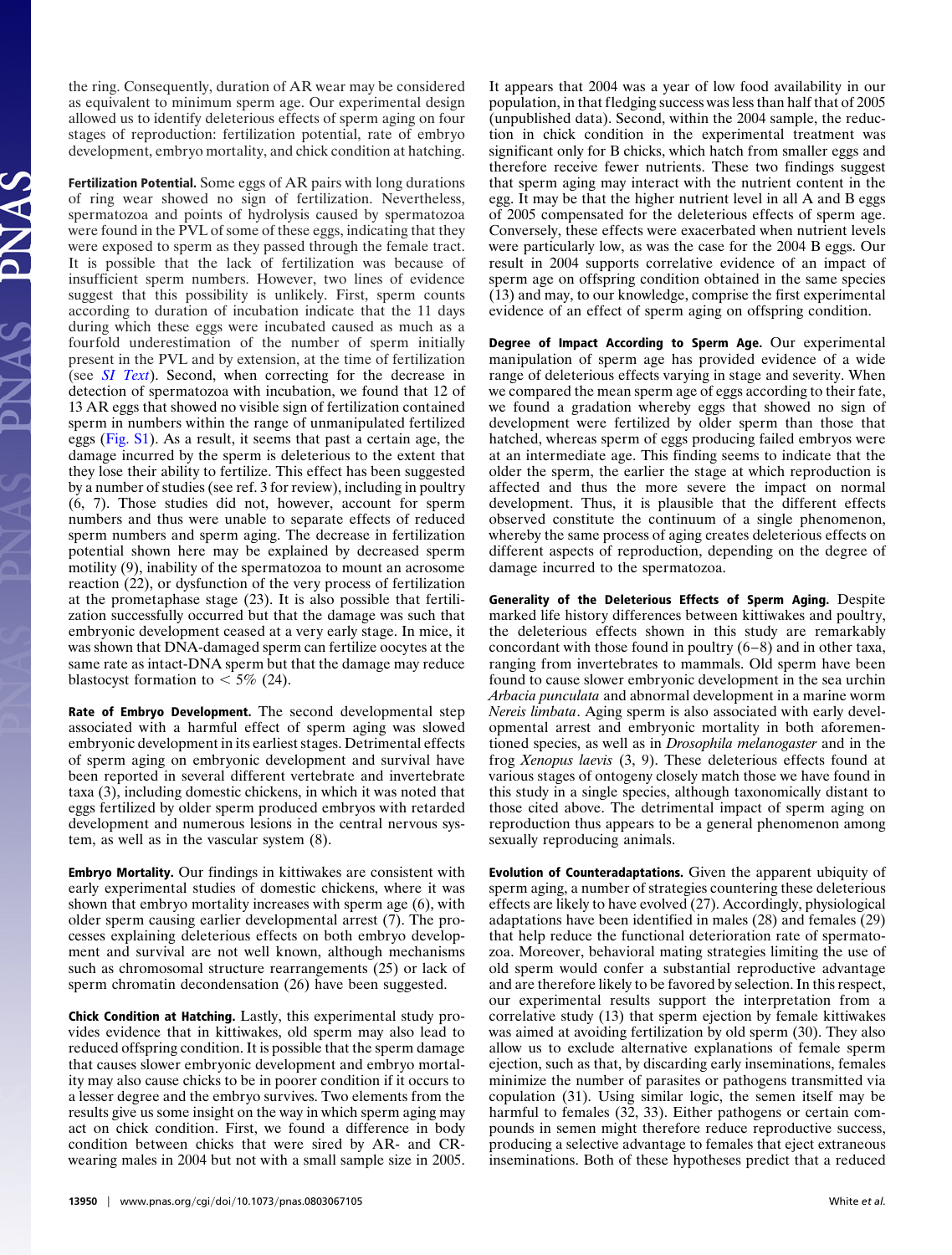the ring. Consequently, duration of AR wear may be considered as equivalent to minimum sperm age. Our experimental design allowed us to identify deleterious effects of sperm aging on four stages of reproduction: fertilization potential, rate of embryo development, embryo mortality, and chick condition at hatching.

**Fertilization Potential.** Some eggs of AR pairs with long durations of ring wear showed no sign of fertilization. Nevertheless, spermatozoa and points of hydrolysis caused by spermatozoa were found in the PVL of some of these eggs, indicating that they were exposed to sperm as they passed through the female tract. It is possible that the lack of fertilization was because of insufficient sperm numbers. However, two lines of evidence suggest that this possibility is unlikely. First, sperm counts according to duration of incubation indicate that the 11 days during which these eggs were incubated caused as much as a fourfold underestimation of the number of sperm initially present in the PVL and by extension, at the time of fertilization (see *SI Text*). Second, when correcting for the decrease in detection of spermatozoa with incubation, we found that 12 of 13 AR eggs that showed no visible sign of fertilization contained sperm in numbers within the range of unmanipulated fertilized eggs (Fig. S1). As a result, it seems that past a certain age, the damage incurred by the sperm is deleterious to the extent that they lose their ability to fertilize. This effect has been suggested by a number of studies (see ref. 3 for review), including in poultry (6, 7). Those studies did not, however, account for sperm numbers and thus were unable to separate effects of reduced sperm numbers and sperm aging. The decrease in fertilization potential shown here may be explained by decreased sperm motility (9), inability of the spermatozoa to mount an acrosome reaction (22), or dysfunction of the very process of fertilization at the prometaphase stage (23). It is also possible that fertilization successfully occurred but that the damage was such that embryonic development ceased at a very early stage. In mice, it was shown that DNA-damaged sperm can fertilize oocytes at the same rate as intact-DNA sperm but that the damage may reduce blastocyst formation to $< 5\%$ (24).

**Rate of Embryo Development.** The second developmental step associated with a harmful effect of sperm aging was slowed embryonic development in its earliest stages. Detrimental effects of sperm aging on embryonic development and survival have been reported in several different vertebrate and invertebrate taxa (3), including domestic chickens, in which it was noted that eggs fertilized by older sperm produced embryos with retarded development and numerous lesions in the central nervous system, as well as in the vascular system (8).

**Embryo Mortality.** Our findings in kittiwakes are consistent with early experimental studies of domestic chickens, where it was shown that embryo mortality increases with sperm age (6), with older sperm causing earlier developmental arrest (7). The processes explaining deleterious effects on both embryo development and survival are not well known, although mechanisms such as chromosomal structure rearrangements (25) or lack of sperm chromatin decondensation (26) have been suggested.

**Chick Condition at Hatching.** Lastly, this experimental study provides evidence that in kittiwakes, old sperm may also lead to reduced offspring condition. It is possible that the sperm damage that causes slower embryonic development and embryo mortality may also cause chicks to be in poorer condition if it occurs to a lesser degree and the embryo survives. Two elements from the results give us some insight on the way in which sperm aging may act on chick condition. First, we found a difference in body condition between chicks that were sired by AR- and CR-wearing males in 2004 but not with a small sample size in 2005. It appears that 2004 was a year of low food availability in our population, in that fledging success was less than half that of 2005 (unpublished data). Second, within the 2004 sample, the reduction in chick condition in the experimental treatment was significant only for B chicks, which hatch from smaller eggs and therefore receive fewer nutrients. These two findings suggest that sperm aging may interact with the nutrient content in the egg. It may be that the higher nutrient level in all A and B eggs of 2005 compensated for the deleterious effects of sperm age. Conversely, these effects were exacerbated when nutrient levels were particularly low, as was the case for the 2004 B eggs. Our result in 2004 supports correlative evidence of an impact of sperm age on offspring condition obtained in the same species (13) and may, to our knowledge, comprise the first experimental evidence of an effect of sperm aging on offspring condition.

**Degree of Impact According to Sperm Age.** Our experimental manipulation of sperm age has provided evidence of a wide range of deleterious effects varying in stage and severity. When we compared the mean sperm age of eggs according to their fate, we found a gradation whereby eggs that showed no sign of development were fertilized by older sperm than those that hatched, whereas sperm of eggs producing failed embryos were at an intermediate age. This finding seems to indicate that the older the sperm, the earlier the stage at which reproduction is affected and thus the more severe the impact on normal development. Thus, it is plausible that the different effects observed constitute the continuum of a single phenomenon, whereby the same process of aging creates deleterious effects on different aspects of reproduction, depending on the degree of damage incurred to the spermatozoa.

**Generality of the Deleterious Effects of Sperm Aging.** Despite marked life history differences between kittiwakes and poultry, the deleterious effects shown in this study are remarkably concordant with those found in poultry (6–8) and in other taxa, ranging from invertebrates to mammals. Old sperm have been found to cause slower embryonic development in the sea urchin *Arbacia punculata* and abnormal development in a marine worm *Nereis limbata*. Aging sperm is also associated with early developmental arrest and embryonic mortality in both aforementioned species, as well as in *Drosophila melanogaster* and in the frog *Xenopus laevis* (3, 9). These deleterious effects found at various stages of ontogeny closely match those we have found in this study in a single species, although taxonomically distant to those cited above. The detrimental impact of sperm aging on reproduction thus appears to be a general phenomenon among sexually reproducing animals.

**Evolution of Counteradaptations.** Given the apparent ubiquity of sperm aging, a number of strategies countering these deleterious effects are likely to have evolved (27). Accordingly, physiological adaptations have been identified in males (28) and females (29) that help reduce the functional deterioration rate of spermatozoa. Moreover, behavioral mating strategies limiting the use of old sperm would confer a substantial reproductive advantage and are therefore likely to be favored by selection. In this respect, our experimental results support the interpretation from a correlative study (13) that sperm ejection by female kittiwakes was aimed at avoiding fertilization by old sperm (30). They also allow us to exclude alternative explanations of female sperm ejection, such as that, by discarding early inseminations, females minimize the number of parasites or pathogens transmitted via copulation (31). Using similar logic, the semen itself may be harmful to females (32, 33). Either pathogens or certain compounds in semen might therefore reduce reproductive success, producing a selective advantage to females that eject extraneous inseminations. Both of these hypotheses predict that a reduced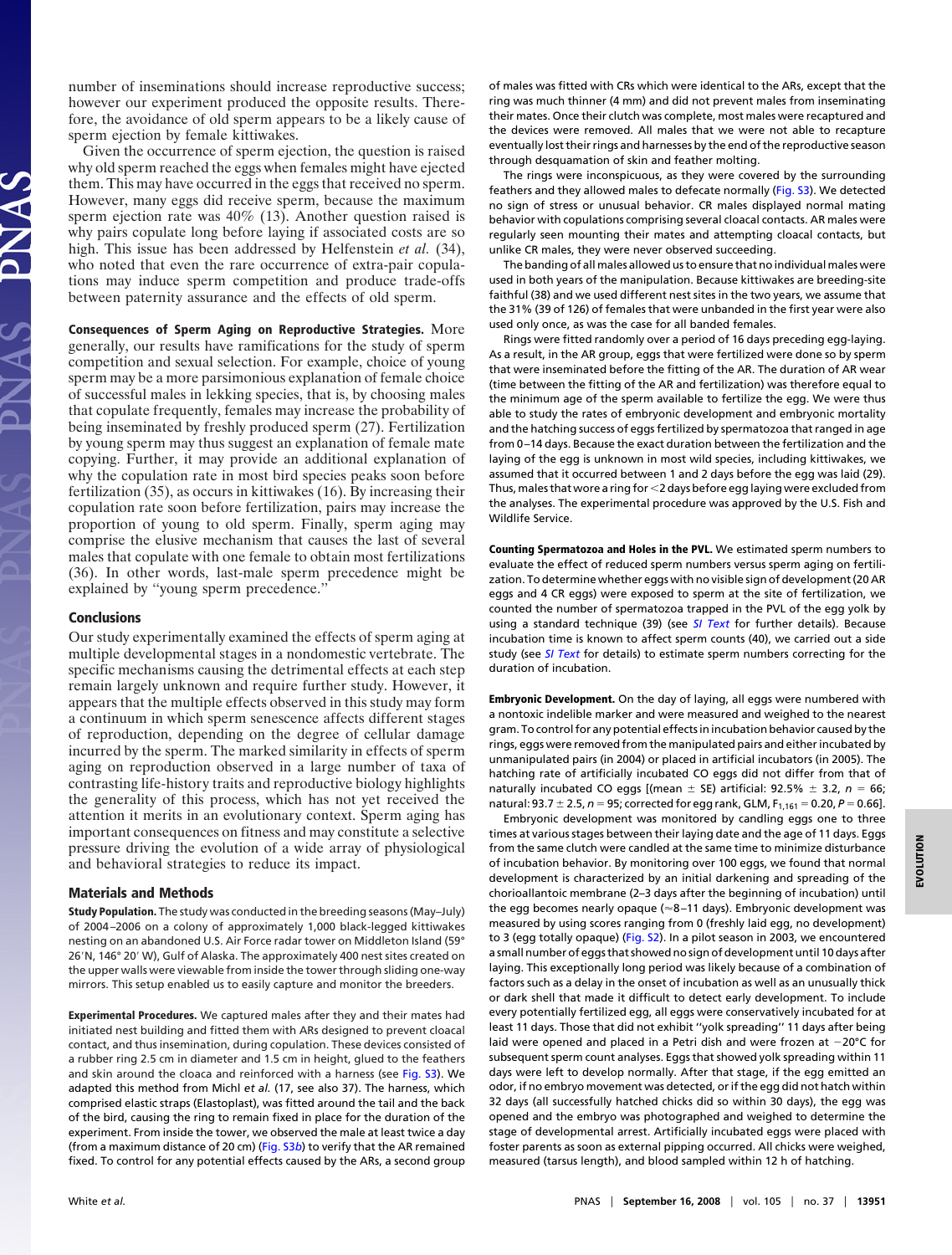number of inseminations should increase reproductive success; however our experiment produced the opposite results. Therefore, the avoidance of old sperm appears to be a likely cause of sperm ejection by female kittiwakes.

Given the occurrence of sperm ejection, the question is raised why old sperm reached the eggs when females might have ejected them. This may have occurred in the eggs that received no sperm. However, many eggs did receive sperm, because the maximum sperm ejection rate was 40% (13). Another question raised is why pairs copulate long before laying if associated costs are so high. This issue has been addressed by Helfenstein *et al.* (34), who noted that even the rare occurrence of extra-pair copulations may induce sperm competition and produce trade-offs between paternity assurance and the effects of old sperm.

**Consequences of Sperm Aging on Reproductive Strategies.** More generally, our results have ramifications for the study of sperm competition and sexual selection. For example, choice of young sperm may be a more parsimonious explanation of female choice of successful males in lekking species, that is, by choosing males that copulate frequently, females may increase the probability of being inseminated by freshly produced sperm (27). Fertilization by young sperm may thus suggest an explanation of female mate copying. Further, it may provide an additional explanation of why the copulation rate in most bird species peaks soon before fertilization (35), as occurs in kittiwakes (16). By increasing their copulation rate soon before fertilization, pairs may increase the proportion of young to old sperm. Finally, sperm aging may comprise the elusive mechanism that causes the last of several males that copulate with one female to obtain most fertilizations (36). In other words, last-male sperm precedence might be explained by "young sperm precedence."

## Conclusions

Our study experimentally examined the effects of sperm aging at multiple developmental stages in a nondomestic vertebrate. The specific mechanisms causing the detrimental effects at each step remain largely unknown and require further study. However, it appears that the multiple effects observed in this study may form a continuum in which sperm senescence affects different stages of reproduction, depending on the degree of cellular damage incurred by the sperm. The marked similarity in effects of sperm aging on reproduction observed in a large number of taxa of contrasting life-history traits and reproductive biology highlights the generality of this process, which has not yet received the attention it merits in an evolutionary context. Sperm aging has important consequences on fitness and may constitute a selective pressure driving the evolution of a wide array of physiological and behavioral strategies to reduce its impact.

## Materials and Methods

**Study Population.** The study was conducted in the breeding seasons (May–July) of 2004–2006 on a colony of approximately 1,000 black-legged kittiwakes nesting on an abandoned U.S. Air Force radar tower on Middleton Island (59° 26′ N, 146° 20′ W), Gulf of Alaska. The approximately 400 nest sites created on the upper walls were viewable from inside the tower through sliding one-way mirrors. This setup enabled us to easily capture and monitor the breeders.

**Experimental Procedures.** We captured males after they and their mates had initiated nest building and fitted them with ARs designed to prevent cloacal contact, and thus insemination, during copulation. These devices consisted of a rubber ring 2.5 cm in diameter and 1.5 cm in height, glued to the feathers and skin around the cloaca and reinforced with a harness (see Fig. S3). We adapted this method from Michl *et al.* (17, see also 37). The harness, which comprised elastic straps (Elastoplast), was fitted around the tail and the back of the bird, causing the ring to remain fixed in place for the duration of the experiment. From inside the tower, we observed the male at least twice a day (from a maximum distance of 20 cm) (Fig. S3*b*) to verify that the AR remained fixed. To control for any potential effects caused by the ARs, a second group of males was fitted with CRs which were identical to the ARs, except that the ring was much thinner (4 mm) and did not prevent males from inseminating their mates. Once their clutch was complete, most males were recaptured and the devices were removed. All males that we were not able to recapture eventually lost their rings and harnesses by the end of the reproductive season through desquamation of skin and feather molting.

The rings were inconspicuous, as they were covered by the surrounding feathers and they allowed males to defecate normally (Fig. S3). We detected no sign of stress or unusual behavior. CR males displayed normal mating behavior with copulations comprising several cloacal contacts. AR males were regularly seen mounting their mates and attempting cloacal contacts, but unlike CR males, they were never observed succeeding.

The banding of all males allowed us to ensure that no individual males were used in both years of the manipulation. Because kittiwakes are breeding-site faithful (38) and we used different nest sites in the two years, we assume that the 31% (39 of 126) of females that were unbanded in the first year were also used only once, as was the case for all banded females.

Rings were fitted randomly over a period of 16 days preceding egg-laying. As a result, in the AR group, eggs that were fertilized were done so by sperm that were inseminated before the fitting of the AR. The duration of AR wear (time between the fitting of the AR and fertilization) was therefore equal to the minimum age of the sperm available to fertilize the egg. We were thus able to study the rates of embryonic development and embryonic mortality and the hatching success of eggs fertilized by spermatozoa that ranged in age from 0–14 days. Because the exact duration between the fertilization and the laying of the egg is unknown in most wild species, including kittiwakes, we assumed that it occurred between 1 and 2 days before the egg was laid (29). Thus, males that wore a ring for <2 days before egg laying were excluded from the analyses. The experimental procedure was approved by the U.S. Fish and Wildlife Service.

**Counting Spermatozoa and Holes in the PVL.** We estimated sperm numbers to evaluate the effect of reduced sperm numbers versus sperm aging on fertilization. To determine whether eggs with no visible sign of development (20 AR eggs and 4 CR eggs) were exposed to sperm at the site of fertilization, we counted the number of spermatozoa trapped in the PVL of the egg yolk by using a standard technique (39) (see *SI Text* for further details). Because incubation time is known to affect sperm counts (40), we carried out a side study (see *SI Text* for details) to estimate sperm numbers correcting for the duration of incubation.

**Embryonic Development.** On the day of laying, all eggs were numbered with a nontoxic indelible marker and were measured and weighed to the nearest gram. To control for any potential effects in incubation behavior caused by the rings, eggs were removed from the manipulated pairs and either incubated by unmanipulated pairs (in 2004) or placed in artificial incubators (in 2005). The hatching rate of artificially incubated CO eggs did not differ from that of naturally incubated CO eggs [(mean ± SE) artificial: 92.5% ± 3.2, $n$ = 66; natural: 93.7 ± 2.5, $n$ = 95; corrected for egg rank, GLM, $F_{1,161}$ = 0.20, $P$ = 0.66].

Embryonic development was monitored by candling eggs one to three times at various stages between their laying date and the age of 11 days. Eggs from the same clutch were candled at the same time to minimize disturbance of incubation behavior. By monitoring over 100 eggs, we found that normal development is characterized by an initial darkening and spreading of the chorioallantoic membrane (2–3 days after the beginning of incubation) until the egg becomes nearly opaque (≈8–11 days). Embryonic development was measured by using scores ranging from 0 (freshly laid egg, no development) to 3 (egg totally opaque) (Fig. S2). In a pilot season in 2003, we encountered a small number of eggs that showed no sign of development until 10 days after laying. This exceptionally long period was likely because of a combination of factors such as a delay in the onset of incubation as well as an unusually thick or dark shell that made it difficult to detect early development. To include every potentially fertilized egg, all eggs were conservatively incubated for at least 11 days. Those that did not exhibit "yolk spreading" 11 days after being laid were opened and placed in a Petri dish and were frozen at −20°C for subsequent sperm count analyses. Eggs that showed yolk spreading within 11 days were left to develop normally. After that stage, if the egg emitted an odor, if no embryo movement was detected, or if the egg did not hatch within 32 days (all successfully hatched chicks did so within 30 days), the egg was opened and the embryo was photographed and weighed to determine the stage of developmental arrest. Artificially incubated eggs were placed with foster parents as soon as external pipping occurred. All chicks were weighed, measured (tarsus length), and blood sampled within 12 h of hatching.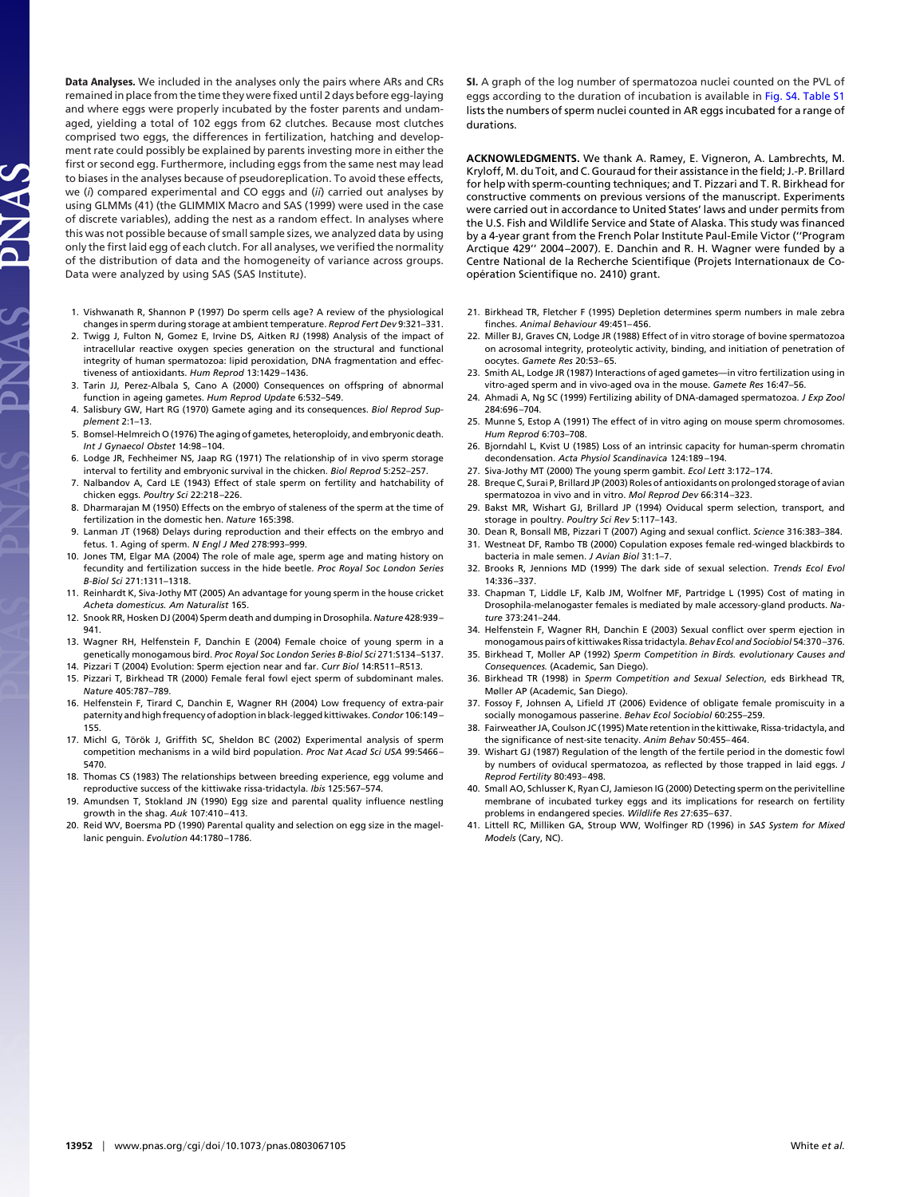**Data Analyses.** We included in the analyses only the pairs where ARs and CRs remained in place from the time they were fixed until 2 days before egg-laying and where eggs were properly incubated by the foster parents and undamaged, yielding a total of 102 eggs from 62 clutches. Because most clutches comprised two eggs, the differences in fertilization, hatching and development rate could possibly be explained by parents investing more in either the first or second egg. Furthermore, including eggs from the same nest may lead to biases in the analyses because of pseudoreplication. To avoid these effects, we (*i*) compared experimental and CO eggs and (*ii*) carried out analyses by using GLMMs (41) (the GLIMMIX Macro and SAS (1999) were used in the case of discrete variables), adding the nest as a random effect. In analyses where this was not possible because of small sample sizes, we analyzed data by using only the first laid egg of each clutch. For all analyses, we verified the normality of the distribution of data and the homogeneity of variance across groups. Data were analyzed by using SAS (SAS Institute).

**SI.** A graph of the log number of spermatozoa nuclei counted on the PVL of eggs according to the duration of incubation is available in Fig. S4. Table S1 lists the numbers of sperm nuclei counted in AR eggs incubated for a range of durations.

**ACKNOWLEDGMENTS.** We thank A. Ramey, E. Vigneron, A. Lambrechts, M. Kryloff, M. du Toit, and C. Gouraud for their assistance in the field; J.-P. Brillard for help with sperm-counting techniques; and T. Pizzari and T. R. Birkhead for constructive comments on previous versions of the manuscript. Experiments were carried out in accordance to United States' laws and under permits from the U.S. Fish and Wildlife Service and State of Alaska. This study was financed by a 4-year grant from the French Polar Institute Paul-Emile Victor (''Program Arctique 429'' 2004–2007). E. Danchin and R. H. Wagner were funded by a Centre National de la Recherche Scientifique (Projets Internationaux de Coopération Scientifique no. 2410) grant.

1. Vishwanath R, Shannon P (1997) Do sperm cells age? A review of the physiological changes in sperm during storage at ambient temperature. *Reprod Fert Dev* 9:321–331.
2. Twigg J, Fulton N, Gomez E, Irvine DS, Aitken RJ (1998) Analysis of the impact of intracellular reactive oxygen species generation on the structural and functional integrity of human spermatozoa: lipid peroxidation, DNA fragmentation and effectiveness of antioxidants. *Hum Reprod* 13:1429–1436.
3. Tarin JJ, Perez-Albala S, Cano A (2000) Consequences on offspring of abnormal function in ageing gametes. *Hum Reprod Update* 6:532–549.
4. Salisbury GW, Hart RG (1970) Gamete aging and its consequences. *Biol Reprod Supplement* 2:1–13.
5. Bomsel-Helmreich O (1976) The aging of gametes, heteroploidy, and embryonic death. *Int J Gynaecol Obstet* 14:98–104.
6. Lodge JR, Fechheimer NS, Jaap RG (1971) The relationship of in vivo sperm storage interval to fertility and embryonic survival in the chicken. *Biol Reprod* 5:252–257.
7. Nalbandov A, Card LE (1943) Effect of stale sperm on fertility and hatchability of chicken eggs. *Poultry Sci* 22:218–226.
8. Dharmarajan M (1950) Effects on the embryo of staleness of the sperm at the time of fertilization in the domestic hen. *Nature* 165:398.
9. Lanman JT (1968) Delays during reproduction and their effects on the embryo and fetus. 1. Aging of sperm. *N Engl J Med* 278:993–999.
10. Jones TM, Elgar MA (2004) The role of male age, sperm age and mating history on fecundity and fertilization success in the hide beetle. *Proc Royal Soc London Series B-Biol Sci* 271:1311–1318.
11. Reinhardt K, Siva-Jothy MT (2005) An advantage for young sperm in the house cricket *Acheta domesticus. Am Naturalist* 165.
12. Snook RR, Hosken DJ (2004) Sperm death and dumping in Drosophila. *Nature* 428:939–941.
13. Wagner RH, Helfenstein F, Danchin E (2004) Female choice of young sperm in a genetically monogamous bird. *Proc Royal Soc London Series B-Biol Sci* 271:S134–S137.
14. Pizzari T (2004) Evolution: Sperm ejection near and far. *Curr Biol* 14:R511–R513.
15. Pizzari T, Birkhead TR (2000) Female feral fowl eject sperm of subdominant males. *Nature* 405:787–789.
16. Helfenstein F, Tirard C, Danchin E, Wagner RH (2004) Low frequency of extra-pair paternity and high frequency of adoption in black-legged kittiwakes. *Condor* 106:149–155.
17. Michl G, Török J, Griffith SC, Sheldon BC (2002) Experimental analysis of sperm competition mechanisms in a wild bird population. *Proc Nat Acad Sci USA* 99:5466–5470.
18. Thomas CS (1983) The relationships between breeding experience, egg volume and reproductive success of the kittiwake rissa-tridactyla. *Ibis* 125:567–574.
19. Amundsen T, Stokland JN (1990) Egg size and parental quality influence nestling growth in the shag. *Auk* 107:410–413.
20. Reid WV, Boersma PD (1990) Parental quality and selection on egg size in the magellanic penguin. *Evolution* 44:1780–1786.
21. Birkhead TR, Fletcher F (1995) Depletion determines sperm numbers in male zebra finches. *Animal Behaviour* 49:451–456.
22. Miller BJ, Graves CN, Lodge JR (1988) Effect of in vitro storage of bovine spermatozoa on acrosomal integrity, proteolytic activity, binding, and initiation of penetration of oocytes. *Gamete Res* 20:53–65.
23. Smith AL, Lodge JR (1987) Interactions of aged gametes—in vitro fertilization using in vitro-aged sperm and in vivo-aged ova in the mouse. *Gamete Res* 16:47–56.
24. Ahmadi A, Ng SC (1999) Fertilizing ability of DNA-damaged spermatozoa. *J Exp Zool* 284:696–704.
25. Munne S, Estop A (1991) The effect of in vitro aging on mouse sperm chromosomes. *Hum Reprod* 6:703–708.
26. Bjorndahl L, Kvist U (1985) Loss of an intrinsic capacity for human-sperm chromatin decondensation. *Acta Physiol Scandinavica* 124:189–194.
27. Siva-Jothy MT (2000) The young sperm gambit. *Ecol Lett* 3:172–174.
28. Breque C, Surai P, Brillard JP (2003) Roles of antioxidants on prolonged storage of avian spermatozoa in vivo and in vitro. *Mol Reprod Dev* 66:314–323.
29. Bakst MR, Wishart GJ, Brillard JP (1994) Oviducal sperm selection, transport, and storage in poultry. *Poultry Sci Rev* 5:117–143.
30. Dean R, Bonsall MB, Pizzari T (2007) Aging and sexual conflict. *Science* 316:383–384.
31. Westneat DF, Rambo TB (2000) Copulation exposes female red-winged blackbirds to bacteria in male semen. *J Avian Biol* 31:1–7.
32. Brooks R, Jennions MD (1999) The dark side of sexual selection. *Trends Ecol Evol* 14:336–337.
33. Chapman T, Liddle LF, Kalb JM, Wolfner MF, Partridge L (1995) Cost of mating in Drosophila-melanogaster females is mediated by male accessory-gland products. *Nature* 373:241–244.
34. Helfenstein F, Wagner RH, Danchin E (2003) Sexual conflict over sperm ejection in monogamous pairs of kittiwakes Rissa tridactyla. *Behav Ecol and Sociobiol* 54:370–376.
35. Birkhead T, Moller AP (1992) *Sperm Competition in Birds. evolutionary Causes and Consequences.* (Academic, San Diego).
36. Birkhead TR (1998) in *Sperm Competition and Sexual Selection*, eds Birkhead TR, Møller AP (Academic, San Diego).
37. Fossoy F, Johnsen A, Lifield JT (2006) Evidence of obligate female promiscuity in a socially monogamous passerine. *Behav Ecol Sociobiol* 60:255–259.
38. Fairweather JA, Coulson JC (1995) Mate retention in the kittiwake, Rissa-tridactyla, and the significance of nest-site tenacity. *Anim Behav* 50:455–464.
39. Wishart GJ (1987) Regulation of the length of the fertile period in the domestic fowl by numbers of oviducal spermatozoa, as reflected by those trapped in laid eggs. *J Reprod Fertility* 80:493–498.
40. Small AO, Schlusser K, Ryan CJ, Jamieson IG (2000) Detecting sperm on the perivitelline membrane of incubated turkey eggs and its implications for research on fertility problems in endangered species. *Wildlife Res* 27:635–637.
41. Littell RC, Milliken GA, Stroup WW, Wolfinger RD (1996) in *SAS System for Mixed Models* (Cary, NC).